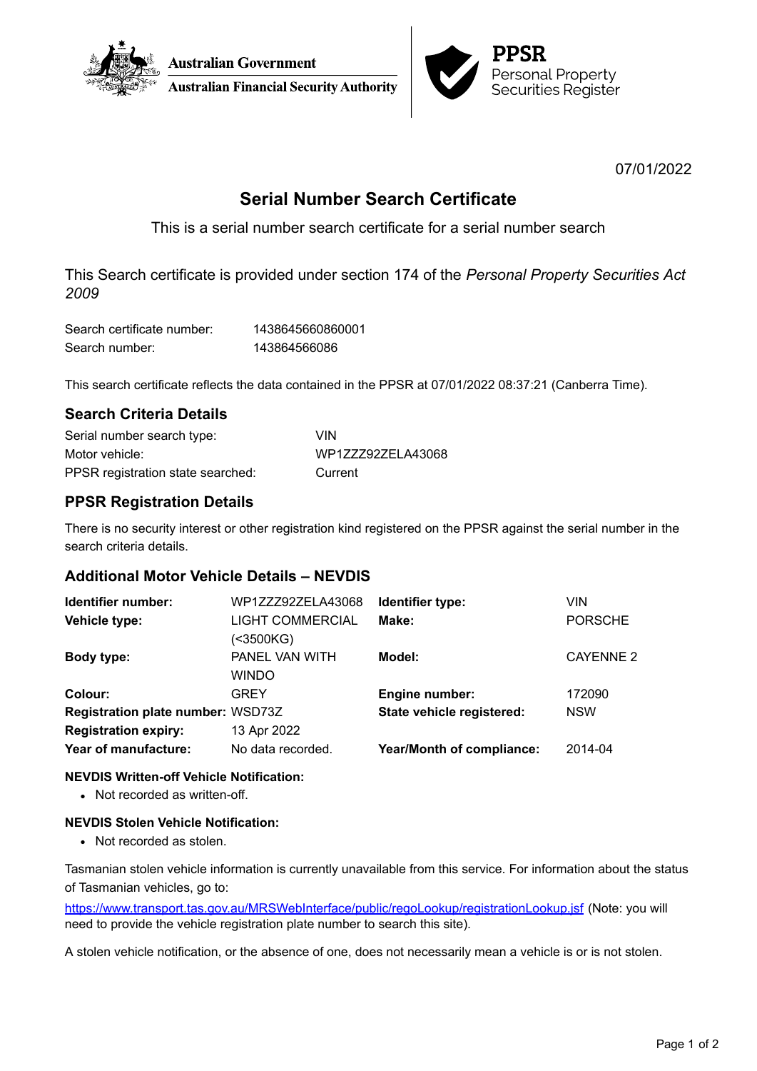Australian Government
Australian Financial Security Authority

**PPSR** Personal Property Securities Register

07/01/2022

# Serial Number Search Certificate

This is a serial number search certificate for a serial number search

This Search certificate is provided under section 174 of the *Personal Property Securities Act 2009*

| | |
|---|---|
| Search certificate number: | 1438645660860001 |
| Search number: | 143864566086 |

This search certificate reflects the data contained in the PPSR at 07/01/2022 08:37:21 (Canberra Time).

## Search Criteria Details

| | |
|---|---|
| Serial number search type: | VIN |
| Motor vehicle: | WP1ZZZ92ZELA43068 |
| PPSR registration state searched: | Current |

## PPSR Registration Details

There is no security interest or other registration kind registered on the PPSR against the serial number in the search criteria details.

## Additional Motor Vehicle Details – NEVDIS

| | | | |
|---|---|---|---|
| **Identifier number:** | WP1ZZZ92ZELA43068 | **Identifier type:** | VIN |
| **Vehicle type:** | LIGHT COMMERCIAL (<3500KG) | **Make:** | PORSCHE |
| **Body type:** | PANEL VAN WITH WINDO | **Model:** | CAYENNE 2 |
| **Colour:** | GREY | **Engine number:** | 172090 |
| **Registration plate number:** | WSD73Z | **State vehicle registered:** | NSW |
| **Registration expiry:** | 13 Apr 2022 | | |
| **Year of manufacture:** | No data recorded. | **Year/Month of compliance:** | 2014-04 |

**NEVDIS Written-off Vehicle Notification:**

- Not recorded as written-off.

**NEVDIS Stolen Vehicle Notification:**

- Not recorded as stolen.

Tasmanian stolen vehicle information is currently unavailable from this service. For information about the status of Tasmanian vehicles, go to:

https://www.transport.tas.gov.au/MRSWebInterface/public/regoLookup/registrationLookup.jsf (Note: you will need to provide the vehicle registration plate number to search this site).

A stolen vehicle notification, or the absence of one, does not necessarily mean a vehicle is or is not stolen.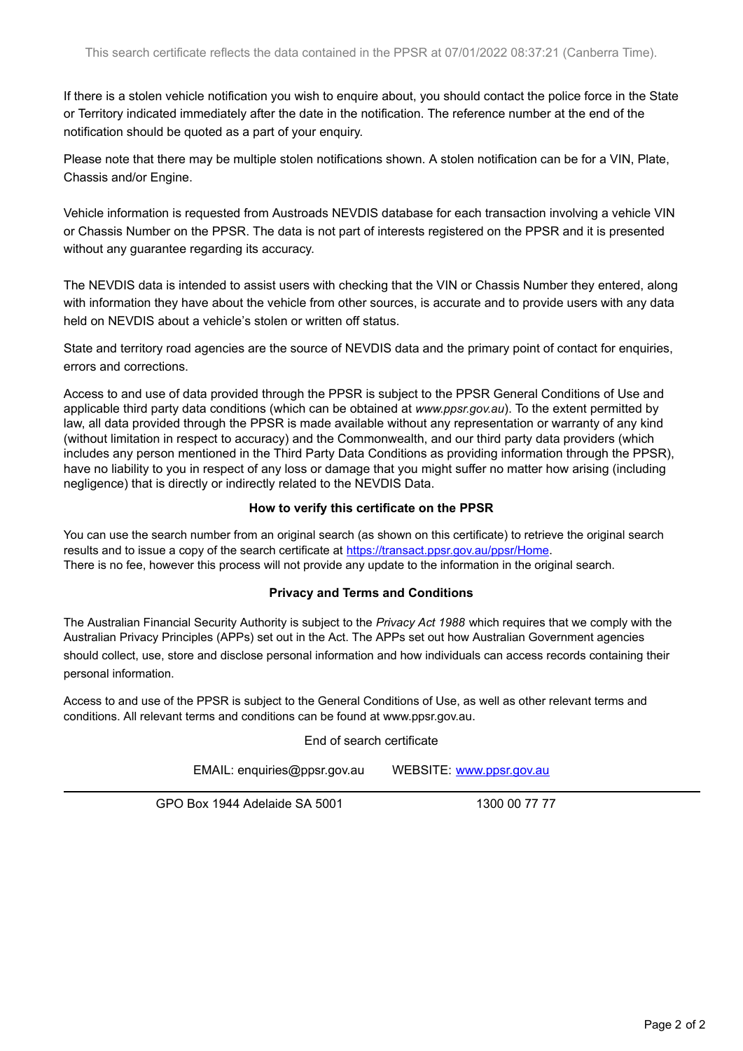This search certificate reflects the data contained in the PPSR at 07/01/2022 08:37:21 (Canberra Time).

If there is a stolen vehicle notification you wish to enquire about, you should contact the police force in the State or Territory indicated immediately after the date in the notification. The reference number at the end of the notification should be quoted as a part of your enquiry.

Please note that there may be multiple stolen notifications shown. A stolen notification can be for a VIN, Plate, Chassis and/or Engine.

Vehicle information is requested from Austroads NEVDIS database for each transaction involving a vehicle VIN or Chassis Number on the PPSR. The data is not part of interests registered on the PPSR and it is presented without any guarantee regarding its accuracy.

The NEVDIS data is intended to assist users with checking that the VIN or Chassis Number they entered, along with information they have about the vehicle from other sources, is accurate and to provide users with any data held on NEVDIS about a vehicle's stolen or written off status.

State and territory road agencies are the source of NEVDIS data and the primary point of contact for enquiries, errors and corrections.

Access to and use of data provided through the PPSR is subject to the PPSR General Conditions of Use and applicable third party data conditions (which can be obtained at *www.ppsr.gov.au*). To the extent permitted by law, all data provided through the PPSR is made available without any representation or warranty of any kind (without limitation in respect to accuracy) and the Commonwealth, and our third party data providers (which includes any person mentioned in the Third Party Data Conditions as providing information through the PPSR), have no liability to you in respect of any loss or damage that you might suffer no matter how arising (including negligence) that is directly or indirectly related to the NEVDIS Data.

**How to verify this certificate on the PPSR**

You can use the search number from an original search (as shown on this certificate) to retrieve the original search results and to issue a copy of the search certificate at https://transact.ppsr.gov.au/ppsr/Home.
There is no fee, however this process will not provide any update to the information in the original search.

**Privacy and Terms and Conditions**

The Australian Financial Security Authority is subject to the *Privacy Act 1988* which requires that we comply with the Australian Privacy Principles (APPs) set out in the Act. The APPs set out how Australian Government agencies should collect, use, store and disclose personal information and how individuals can access records containing their personal information.

Access to and use of the PPSR is subject to the General Conditions of Use, as well as other relevant terms and conditions. All relevant terms and conditions can be found at www.ppsr.gov.au.

End of search certificate

EMAIL: enquiries@ppsr.gov.au WEBSITE: www.ppsr.gov.au

GPO Box 1944 Adelaide SA 5001 1300 00 77 77